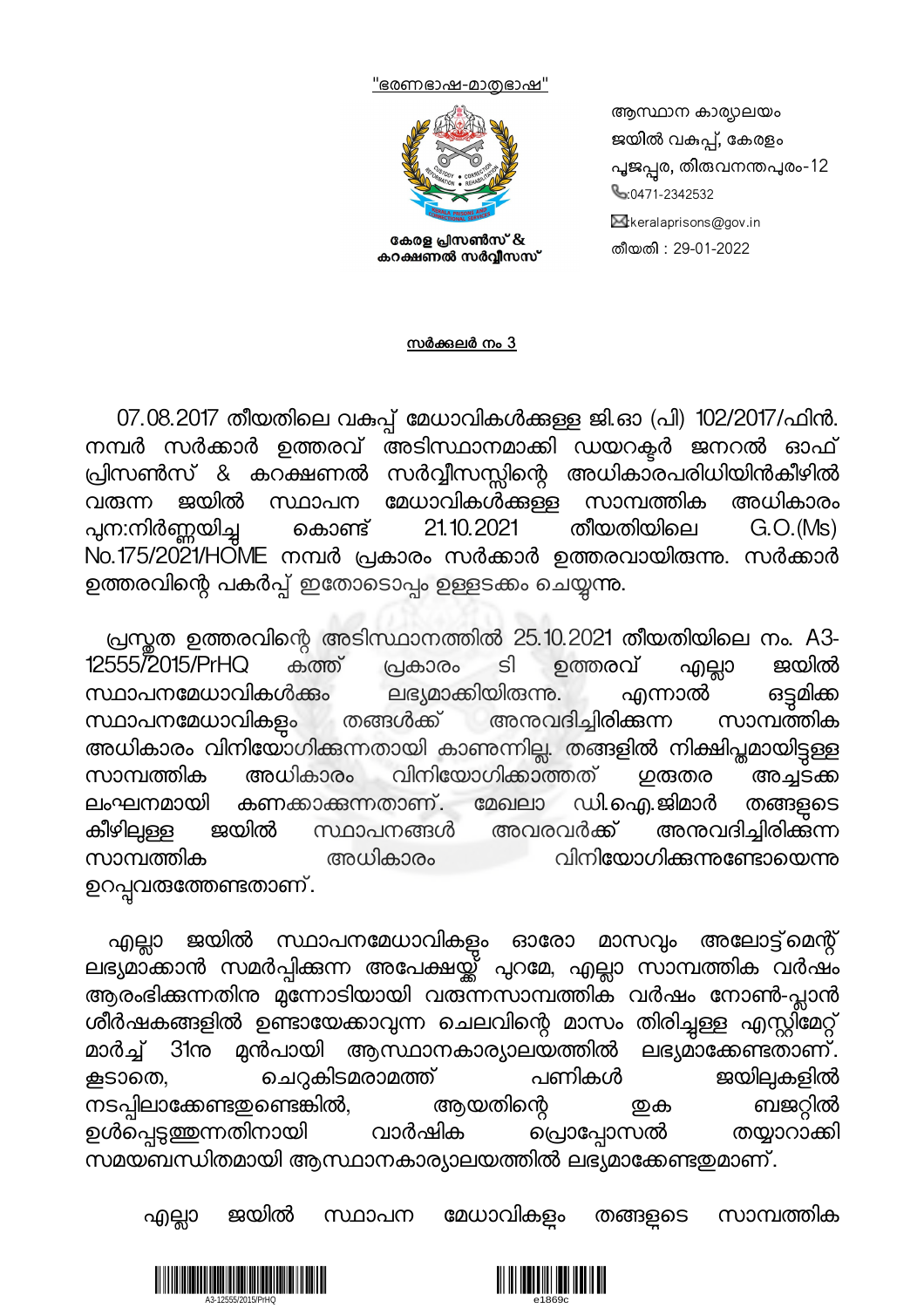"ഭരണഭാഷ-മാതൃഭാഷ"

കേരള പ്രിസൺസ് & കറക്ഷണൽ സർവ്വീസസ്

ആസ്ഥാന കാര്യാലയം
ജയിൽ വകുപ്പ്, കേരളം
പൂജപ്പുര, തിരുവനന്തപുരം-12
:0471-2342532
:keralaprisons@gov.in
തീയതി : 29-01-2022

**സർക്കുലർ നം 3**

07.08.2017 തീയതിലെ വകുപ്പ് മേധാവികൾക്കുള്ള ജി.ഓ (പി) 102/2017/ഫിൻ. നമ്പർ സർക്കാർ ഉത്തരവ് അടിസ്ഥാനമാക്കി ഡയറക്ടർ ജനറൽ ഓഫ് പ്രിസൺസ് & കറക്ഷണൽ സർവ്വീസസ്സിന്റെ അധികാരപരിധിയിൻകീഴിൽ വരുന്ന ജയിൽ സ്ഥാപന മേധാവികൾക്കുള്ള സാമ്പത്തിക അധികാരം പുന:നിർണ്ണയിച്ചു കൊണ്ട് 21.10.2021 തീയതിയിലെ G.O.(Ms) No.175/2021/HOME നമ്പർ പ്രകാരം സർക്കാർ ഉത്തരവായിരുന്നു. സർക്കാർ ഉത്തരവിന്റെ പകർപ്പ് ഇതോടൊപ്പം ഉള്ളടക്കം ചെയ്യുന്നു.

പ്രസ്തുത ഉത്തരവിന്റെ അടിസ്ഥാനത്തിൽ 25.10.2021 തീയതിയിലെ നം. A3-12555/2015/PrHQ കത്ത് പ്രകാരം ടി ഉത്തരവ് എല്ലാ ജയിൽ സ്ഥാപനമേധാവികൾക്കും ലഭ്യമാക്കിയിരുന്നു. എന്നാൽ ഒട്ടുമിക്ക സ്ഥാപനമേധാവികളും തങ്ങൾക്ക് അനുവദിച്ചിരിക്കുന്ന സാമ്പത്തിക അധികാരം വിനിയോഗിക്കുന്നതായി കാണുന്നില്ല. തങ്ങളിൽ നിക്ഷിപ്തമായിട്ടുള്ള സാമ്പത്തിക അധികാരം വിനിയോഗിക്കാത്തത് ഗുരുതര അച്ചടക്ക ലംഘനമായി കണക്കാക്കുന്നതാണ്. മേഖലാ ഡി.ഐ.ജിമാർ തങ്ങളുടെ കീഴിലുള്ള ജയിൽ സ്ഥാപനങ്ങൾ അവരവർക്ക് അനുവദിച്ചിരിക്കുന്ന സാമ്പത്തിക അധികാരം വിനിയോഗിക്കുന്നുണ്ടോയെന്നു ഉറപ്പുവരുത്തേണ്ടതാണ്.

എല്ലാ ജയിൽ സ്ഥാപനമേധാവികളും ഓരോ മാസവും അലോട്ട്മെന്റ് ലഭ്യമാക്കാൻ സമർപ്പിക്കുന്ന അപേക്ഷയ്ക്ക് പുറമേ, എല്ലാ സാമ്പത്തിക വർഷം ആരംഭിക്കുന്നതിനു മുന്നോടിയായി വരുന്നസാമ്പത്തിക വർഷം നോൺ-പ്ലാൻ ശീർഷകങ്ങളിൽ ഉണ്ടായേക്കാവുന്ന ചെലവിന്റെ മാസം തിരിച്ചുള്ള എസ്റ്റിമേറ്റ് മാർച്ച് 31നു മുൻപായി ആസ്ഥാനകാര്യാലയത്തിൽ ലഭ്യമാക്കേണ്ടതാണ്. കൂടാതെ, ചെറുകിടമരാമത്ത് പണികൾ ജയിലുകളിൽ നടപ്പിലാക്കേണ്ടതുണ്ടെങ്കിൽ, ആയതിന്റെ തുക ബജറ്റിൽ ഉൾപ്പെടുത്തുന്നതിനായി വാർഷിക പ്രൊപ്പോസൽ തയ്യാറാക്കി സമയബന്ധിതമായി ആസ്ഥാനകാര്യാലയത്തിൽ ലഭ്യമാക്കേണ്ടതുമാണ്.

എല്ലാ ജയിൽ സ്ഥാപന മേധാവികളും തങ്ങളുടെ സാമ്പത്തിക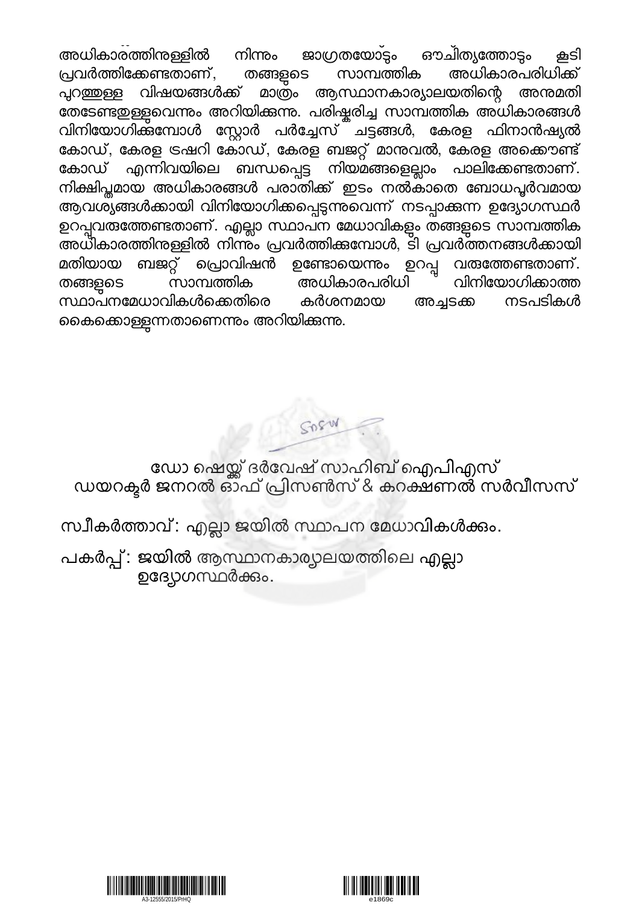അധികാരത്തിനുള്ളിൽ നിന്നും ജാഗ്രതയോടും ഔചിത്യത്തോടും കൂടി പ്രവർത്തിക്കേണ്ടതാണ്, തങ്ങളുടെ സാമ്പത്തിക അധികാരപരിധിക്ക് പുറത്തുള്ള വിഷയങ്ങൾക്ക് മാത്രം ആസ്ഥാനകാര്യാലയത്തിന്റെ അനുമതി തേടേണ്ടതുള്ളുവെന്നും അറിയിക്കുന്നു. പരിഷ്കരിച്ച സാമ്പത്തിക അധികാരങ്ങൾ വിനിയോഗിക്കുമ്പോൾ സ്റ്റോർ പർച്ചേസ് ചട്ടങ്ങൾ, കേരള ഫിനാൻഷ്യൽ കോഡ്, കേരള ട്രഷറി കോഡ്, കേരള ബജറ്റ് മാനുവൽ, കേരള അക്കൌണ്ട് കോഡ് എന്നിവയിലെ ബന്ധപ്പെട്ട നിയമങ്ങളെല്ലാം പാലിക്കേണ്ടതാണ്. നിക്ഷിപ്തമായ അധികാരങ്ങൾ പരാതിക്ക് ഇടം നൽകാതെ ബോധപൂർവമായ ആവശ്യങ്ങൾക്കായി വിനിയോഗിക്കപ്പെടുന്നുവെന്ന് നടപ്പാക്കുന്ന ഉദ്യോഗസ്ഥർ ഉറപ്പുവരുത്തേണ്ടതാണ്. എല്ലാ സ്ഥാപന മേധാവികളും തങ്ങളുടെ സാമ്പത്തിക അധികാരത്തിനുള്ളിൽ നിന്നും പ്രവർത്തിക്കുമ്പോൾ, ടി പ്രവർത്തനങ്ങൾക്കായി മതിയായ ബജറ്റ് പ്രൊവിഷൻ ഉണ്ടോയെന്നും ഉറപ്പ് വരുത്തേണ്ടതാണ്. തങ്ങളുടെ സാമ്പത്തിക അധികാരപരിധി വിനിയോഗിക്കാത്ത സ്ഥാപനമേധാവികൾക്കെതിരെ കർശനമായ അച്ചടക്ക നടപടികൾ കൈക്കൊള്ളുന്നതാണെന്നും അറിയിക്കുന്നു.

ഡോ ഷെയ്ക്ക് ദർവേഷ് സാഹിബ് ഐപിഎസ്
ഡയറക്ടർ ജനറൽ ഓഫ് പ്രിസൺസ് & കറക്ഷണൽ സർവീസസ്

സ്വീകർത്താവ്: എല്ലാ ജയിൽ സ്ഥാപന മേധാവികൾക്കും.

പകർപ്പ്: ജയിൽ ആസ്ഥാനകാര്യാലയത്തിലെ എല്ലാ ഉദ്യോഗസ്ഥർക്കും.

A3-12555/2015/PrHQ

e1869c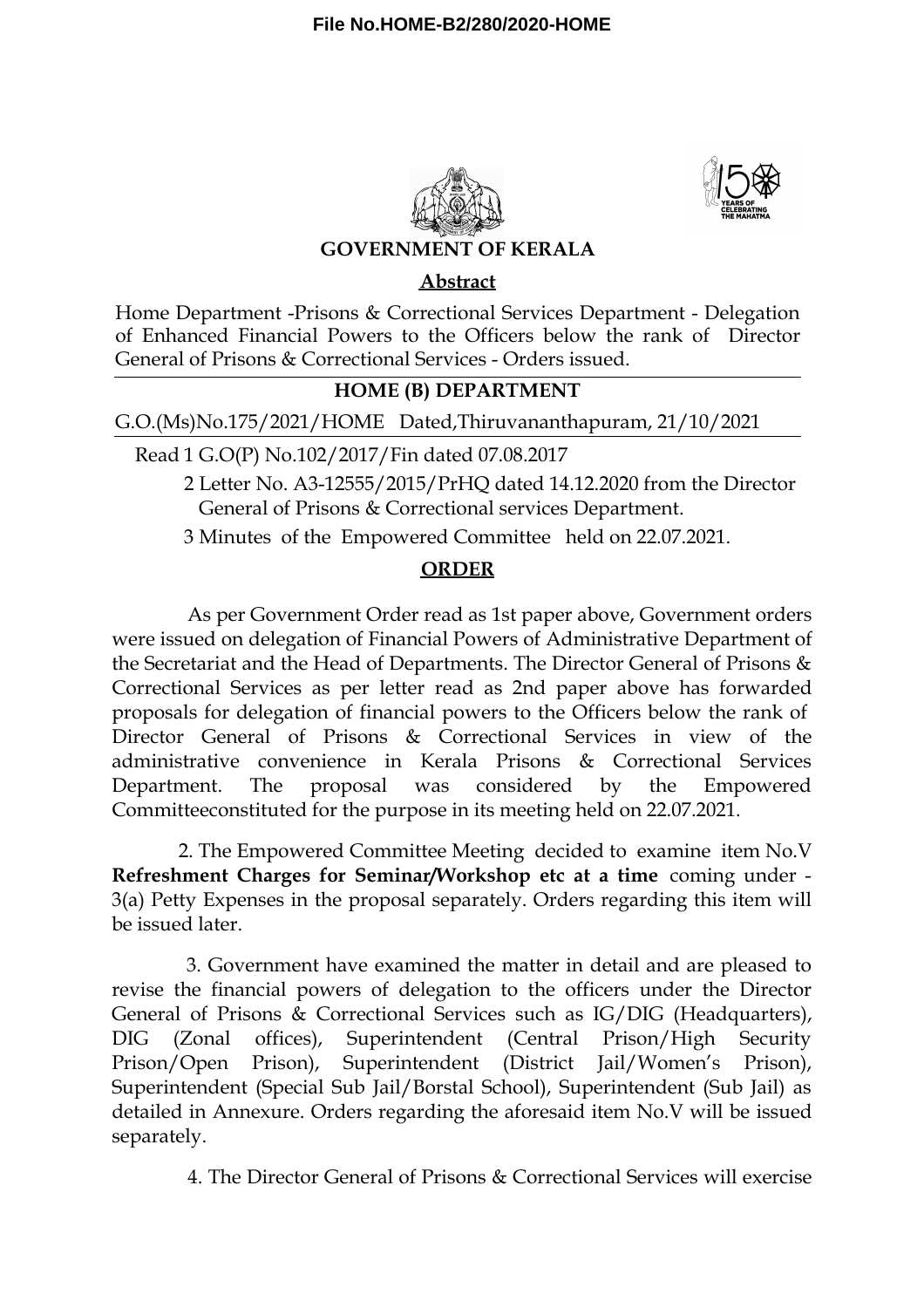**File No.HOME-B2/280/2020-HOME**

**GOVERNMENT OF KERALA**

**Abstract**

Home Department -Prisons & Correctional Services Department - Delegation of Enhanced Financial Powers to the Officers below the rank of Director General of Prisons & Correctional Services - Orders issued.

**HOME (B) DEPARTMENT**

G.O.(Ms)No.175/2021/HOME Dated,Thiruvananthapuram, 21/10/2021

Read 1 G.O(P) No.102/2017/Fin dated 07.08.2017

2 Letter No. A3-12555/2015/PrHQ dated 14.12.2020 from the Director General of Prisons & Correctional services Department.

3 Minutes of the Empowered Committee held on 22.07.2021.

**ORDER**

As per Government Order read as 1st paper above, Government orders were issued on delegation of Financial Powers of Administrative Department of the Secretariat and the Head of Departments. The Director General of Prisons & Correctional Services as per letter read as 2nd paper above has forwarded proposals for delegation of financial powers to the Officers below the rank of Director General of Prisons & Correctional Services in view of the administrative convenience in Kerala Prisons & Correctional Services Department. The proposal was considered by the Empowered Committeeconstituted for the purpose in its meeting held on 22.07.2021.

2. The Empowered Committee Meeting decided to examine item No.V **Refreshment Charges for Seminar/Workshop etc at a time** coming under - 3(a) Petty Expenses in the proposal separately. Orders regarding this item will be issued later.

3. Government have examined the matter in detail and are pleased to revise the financial powers of delegation to the officers under the Director General of Prisons & Correctional Services such as IG/DIG (Headquarters), DIG (Zonal offices), Superintendent (Central Prison/High Security Prison/Open Prison), Superintendent (District Jail/Women's Prison), Superintendent (Special Sub Jail/Borstal School), Superintendent (Sub Jail) as detailed in Annexure. Orders regarding the aforesaid item No.V will be issued separately.

4. The Director General of Prisons & Correctional Services will exercise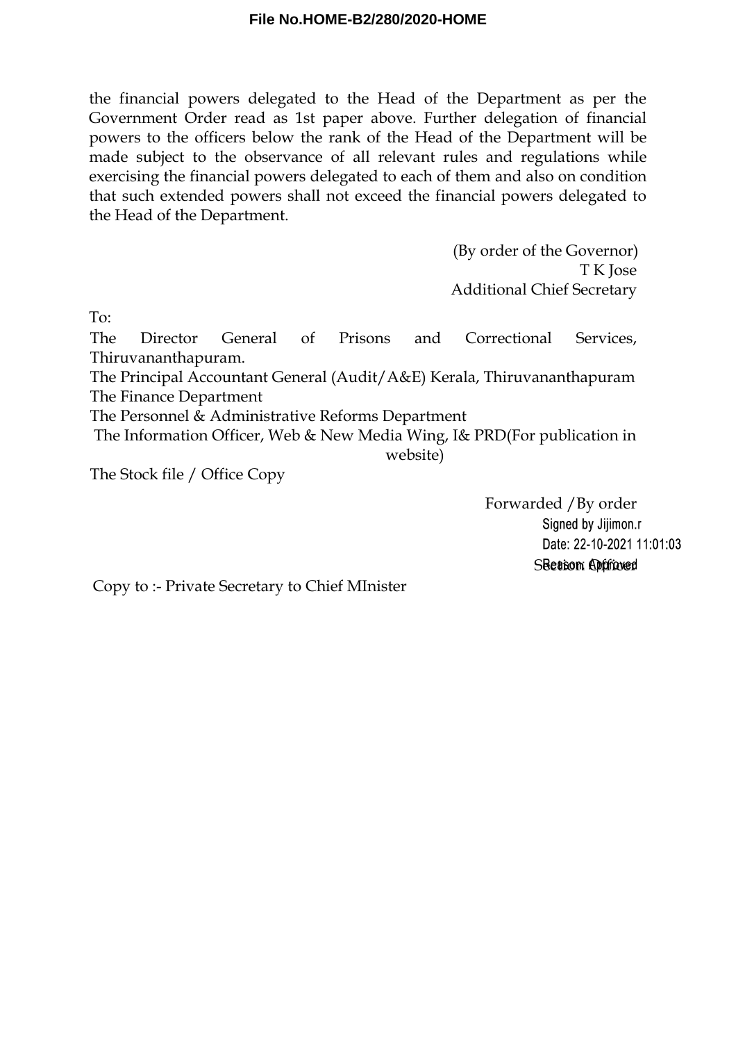the financial powers delegated to the Head of the Department as per the Government Order read as 1st paper above. Further delegation of financial powers to the officers below the rank of the Head of the Department will be made subject to the observance of all relevant rules and regulations while exercising the financial powers delegated to each of them and also on condition that such extended powers shall not exceed the financial powers delegated to the Head of the Department.

(By order of the Governor)
T K Jose
Additional Chief Secretary

To:

The Director General of Prisons and Correctional Services, Thiruvananthapuram.
The Principal Accountant General (Audit/A&E) Kerala, Thiruvananthapuram
The Finance Department
The Personnel & Administrative Reforms Department
The Information Officer, Web & New Media Wing, I& PRD(For publication in website)
The Stock file / Office Copy

Forwarded /By order
Signed by Jijimon.r
Date: 22-10-2021 11:01:03
Reason: Approved
Section Officer

Copy to :- Private Secretary to Chief MInister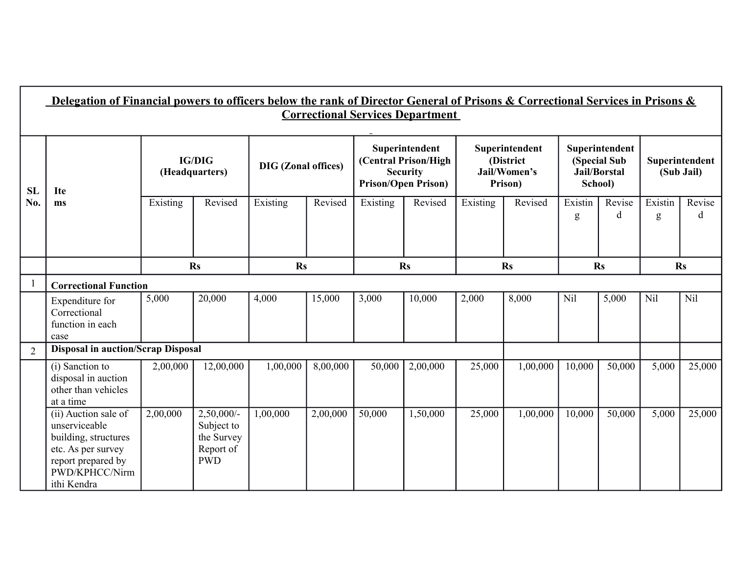| SL No. | Items | IG/DIG (Headquarters) | | DIG (Zonal offices) | | Superintendent (Central Prison/High Security Prison/Open Prison) | | Superintendent (District Jail/Women's Prison) | | Superintendent (Special Sub Jail/Borstal School) | | Superintendent (Sub Jail) | |
|---|---|---|---|---|---|---|---|---|---|---|---|---|---|
| | | Existing | Revised | Existing | Revised | Existing | Revised | Existing | Revised | Existing | Revised | Existing | Revised |
| | | Rs | | Rs | | Rs | | Rs | | Rs | | Rs | |
| 1 | **Correctional Function** | | | | | | | | | | | | |
| | Expenditure for Correctional function in each case | 5,000 | 20,000 | 4,000 | 15,000 | 3,000 | 10,000 | 2,000 | 8,000 | Nil | 5,000 | Nil | Nil |
| 2 | **Disposal in auction/Scrap Disposal** | | | | | | | | | | | | |
| | (i) Sanction to disposal in auction other than vehicles at a time | 2,00,000 | 12,00,000 | 1,00,000 | 8,00,000 | 50,000 | 2,00,000 | 25,000 | 1,00,000 | 10,000 | 50,000 | 5,000 | 25,000 |
| | (ii) Auction sale of unserviceable building, structures etc. As per survey report prepared by PWD/KPHCC/Nirmithi Kendra | 2,00,000 | 2,50,000/- Subject to the Survey Report of PWD | 1,00,000 | 2,00,000 | 50,000 | 1,50,000 | 25,000 | 1,00,000 | 10,000 | 50,000 | 5,000 | 25,000 |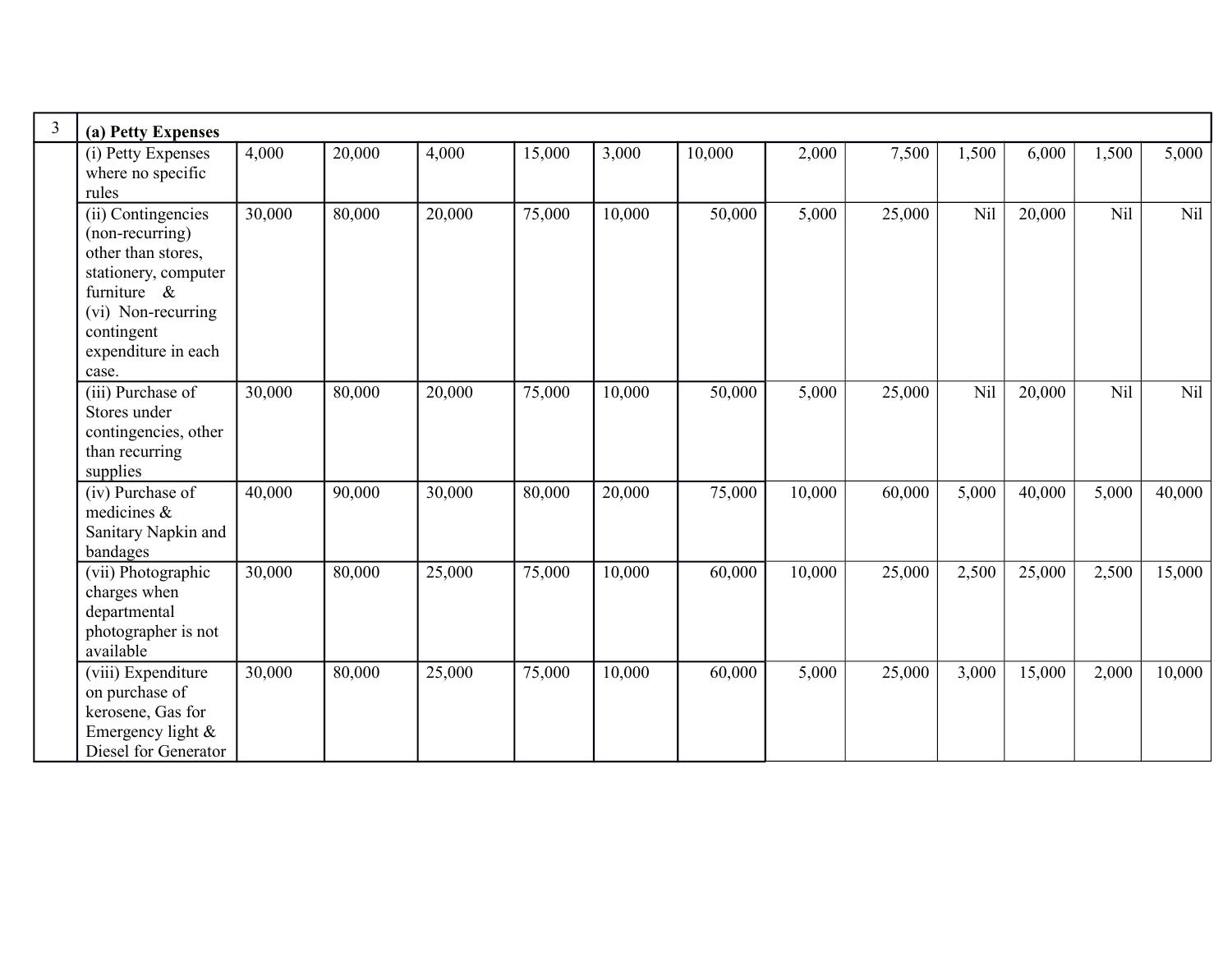| 3 | (a) Petty Expenses | | | | | | | | | | | | |
|---|---|---|---|---|---|---|---|---|---|---|---|---|---|
| | (i) Petty Expenses where no specific rules | 4,000 | 20,000 | 4,000 | 15,000 | 3,000 | 10,000 | 2,000 | 7,500 | 1,500 | 6,000 | 1,500 | 5,000 |
| | (ii) Contingencies (non-recurring) other than stores, stationery, computer furniture & (vi) Non-recurring contingent expenditure in each case. | 30,000 | 80,000 | 20,000 | 75,000 | 10,000 | 50,000 | 5,000 | 25,000 | Nil | 20,000 | Nil | Nil |
| | (iii) Purchase of Stores under contingencies, other than recurring supplies | 30,000 | 80,000 | 20,000 | 75,000 | 10,000 | 50,000 | 5,000 | 25,000 | Nil | 20,000 | Nil | Nil |
| | (iv) Purchase of medicines & Sanitary Napkin and bandages | 40,000 | 90,000 | 30,000 | 80,000 | 20,000 | 75,000 | 10,000 | 60,000 | 5,000 | 40,000 | 5,000 | 40,000 |
| | (vii) Photographic charges when departmental photographer is not available | 30,000 | 80,000 | 25,000 | 75,000 | 10,000 | 60,000 | 10,000 | 25,000 | 2,500 | 25,000 | 2,500 | 15,000 |
| | (viii) Expenditure on purchase of kerosene, Gas for Emergency light & Diesel for Generator | 30,000 | 80,000 | 25,000 | 75,000 | 10,000 | 60,000 | 5,000 | 25,000 | 3,000 | 15,000 | 2,000 | 10,000 |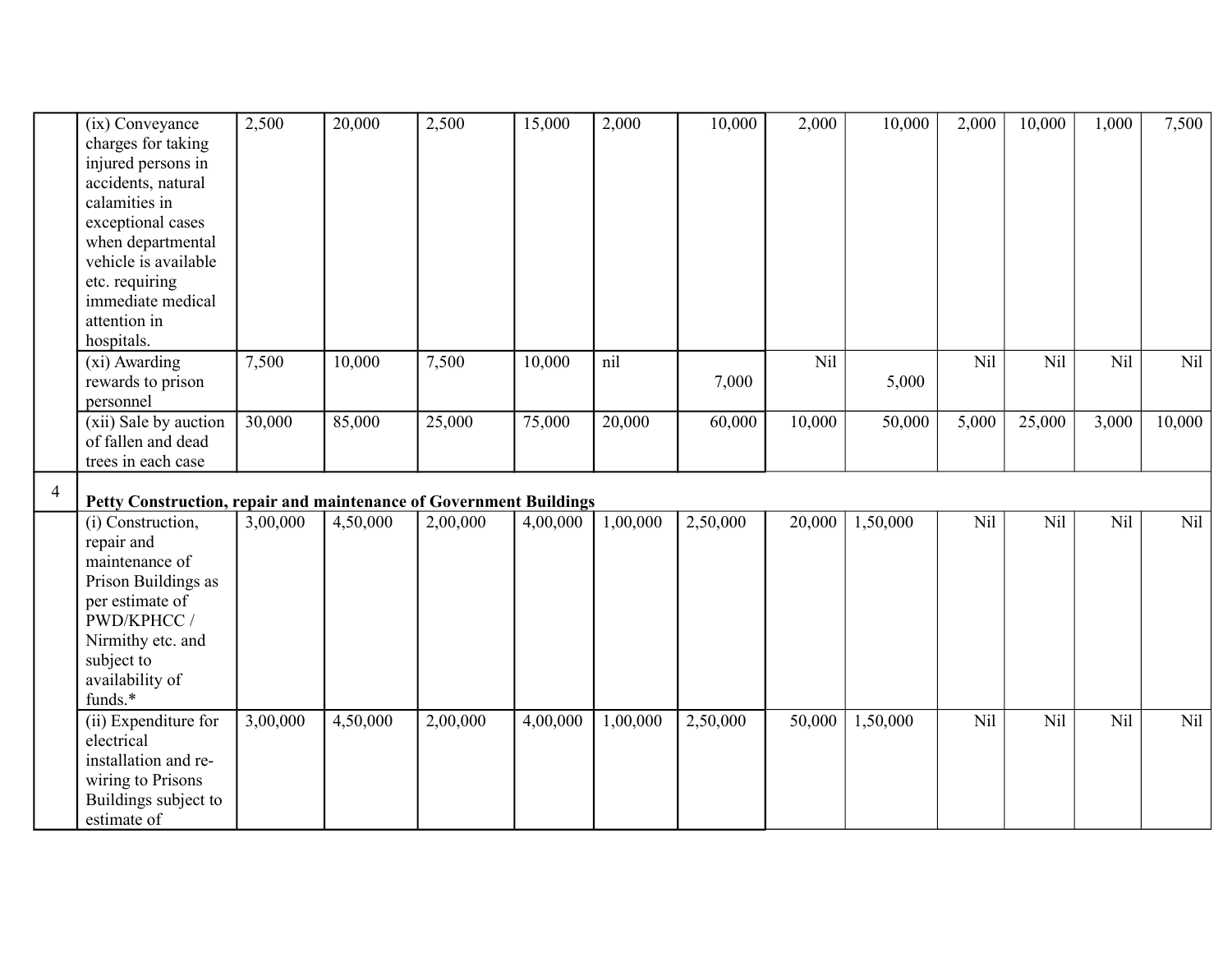| | | | | | | | | | | | | | |
|---|---|---|---|---|---|---|---|---|---|---|---|---|---|
| | (ix) Conveyance charges for taking injured persons in accidents, natural calamities in exceptional cases when departmental vehicle is available etc. requiring immediate medical attention in hospitals. | 2,500 | 20,000 | 2,500 | 15,000 | 2,000 | 10,000 | 2,000 | 10,000 | 2,000 | 10,000 | 1,000 | 7,500 |
| | (xi) Awarding rewards to prison personnel | 7,500 | 10,000 | 7,500 | 10,000 | nil | 7,000 | Nil | 5,000 | Nil | Nil | Nil | Nil |
| | (xii) Sale by auction of fallen and dead trees in each case | 30,000 | 85,000 | 25,000 | 75,000 | 20,000 | 60,000 | 10,000 | 50,000 | 5,000 | 25,000 | 3,000 | 10,000 |
| 4 | **Petty Construction, repair and maintenance of Government Buildings** | | | | | | | | | | | | |
| | (i) Construction, repair and maintenance of Prison Buildings as per estimate of PWD/KPHCC / Nirmithy etc. and subject to availability of funds.* | 3,00,000 | 4,50,000 | 2,00,000 | 4,00,000 | 1,00,000 | 2,50,000 | 20,000 | 1,50,000 | Nil | Nil | Nil | Nil |
| | (ii) Expenditure for electrical installation and re-wiring to Prisons Buildings subject to estimate of | 3,00,000 | 4,50,000 | 2,00,000 | 4,00,000 | 1,00,000 | 2,50,000 | 50,000 | 1,50,000 | Nil | Nil | Nil | Nil |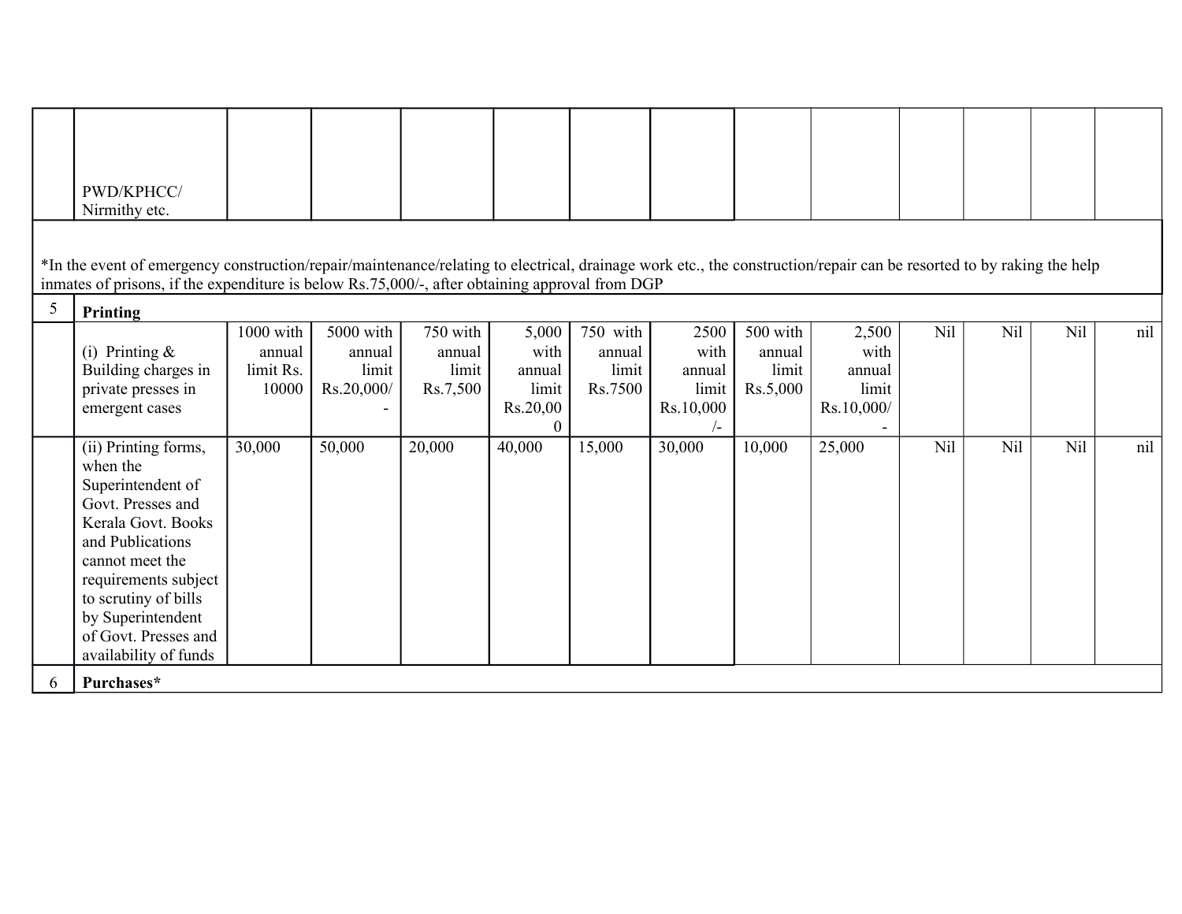|   |   |   |   |   |   |   |   |   |   |   |   |   |   |
|---|---|---|---|---|---|---|---|---|---|---|---|---|---|
|   | PWD/KPHCC/ Nirmithy etc. |   |   |   |   |   |   |   |   |   |   |   |   |
| *In the event of emergency construction/repair/maintenance/relating to electrical, drainage work etc., the construction/repair can be resorted to by raking the help inmates of prisons, if the expenditure is below Rs.75,000/-, after obtaining approval from DGP | | | | | | | | | | | | | |
| 5 | **Printing** |   |   |   |   |   |   |   |   |   |   |   |   |
|   | (i) Printing & Building charges in private presses in emergent cases | 1000 with annual limit Rs. 10000 | 5000 with annual limit Rs.20,000/- | 750 with annual limit Rs.7,500 | 5,000 with annual limit Rs.20,000 | 750 with annual limit Rs.7500 | 2500 with annual limit Rs.10,000/- | 500 with annual limit Rs.5,000 | 2,500 with annual limit Rs.10,000/- | Nil | Nil | Nil | nil |
|   | (ii) Printing forms, when the Superintendent of Govt. Presses and Kerala Govt. Books and Publications cannot meet the requirements subject to scrutiny of bills by Superintendent of Govt. Presses and availability of funds | 30,000 | 50,000 | 20,000 | 40,000 | 15,000 | 30,000 | 10,000 | 25,000 | Nil | Nil | Nil | nil |
| 6 | **Purchases*** |   |   |   |   |   |   |   |   |   |   |   |   |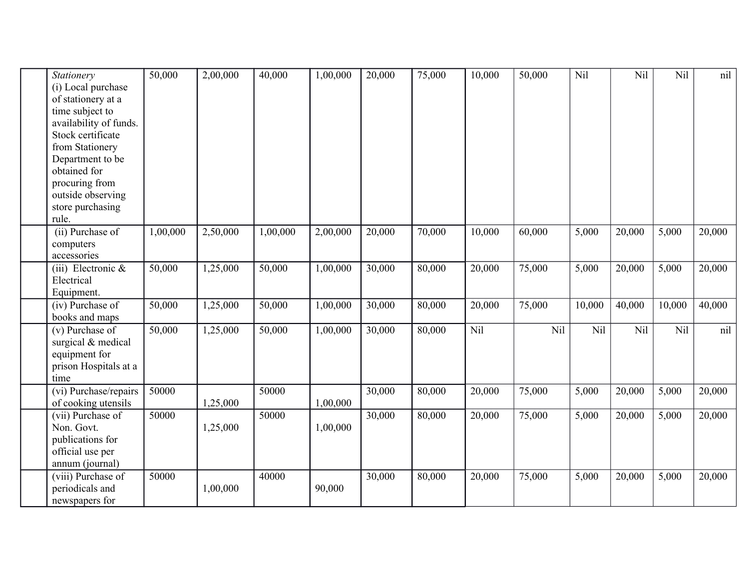| | | | | | | | | | | | | | |
|---|---|---|---|---|---|---|---|---|---|---|---|---|---|
| | *Stationery* (i) Local purchase of stationery at a time subject to availability of funds. Stock certificate from Stationery Department to be obtained for procuring from outside observing store purchasing rule. | 50,000 | 2,00,000 | 40,000 | 1,00,000 | 20,000 | 75,000 | 10,000 | 50,000 | Nil | Nil | Nil | nil |
| | (ii) Purchase of computers accessories | 1,00,000 | 2,50,000 | 1,00,000 | 2,00,000 | 20,000 | 70,000 | 10,000 | 60,000 | 5,000 | 20,000 | 5,000 | 20,000 |
| | (iii) Electronic & Electrical Equipment. | 50,000 | 1,25,000 | 50,000 | 1,00,000 | 30,000 | 80,000 | 20,000 | 75,000 | 5,000 | 20,000 | 5,000 | 20,000 |
| | (iv) Purchase of books and maps | 50,000 | 1,25,000 | 50,000 | 1,00,000 | 30,000 | 80,000 | 20,000 | 75,000 | 10,000 | 40,000 | 10,000 | 40,000 |
| | (v) Purchase of surgical & medical equipment for prison Hospitals at a time | 50,000 | 1,25,000 | 50,000 | 1,00,000 | 30,000 | 80,000 | Nil | Nil | Nil | Nil | Nil | nil |
| | (vi) Purchase/repairs of cooking utensils | 50000 | 1,25,000 | 50000 | 1,00,000 | 30,000 | 80,000 | 20,000 | 75,000 | 5,000 | 20,000 | 5,000 | 20,000 |
| | (vii) Purchase of Non. Govt. publications for official use per annum (journal) | 50000 | 1,25,000 | 50000 | 1,00,000 | 30,000 | 80,000 | 20,000 | 75,000 | 5,000 | 20,000 | 5,000 | 20,000 |
| | (viii) Purchase of periodicals and newspapers for | 50000 | 1,00,000 | 40000 | 90,000 | 30,000 | 80,000 | 20,000 | 75,000 | 5,000 | 20,000 | 5,000 | 20,000 |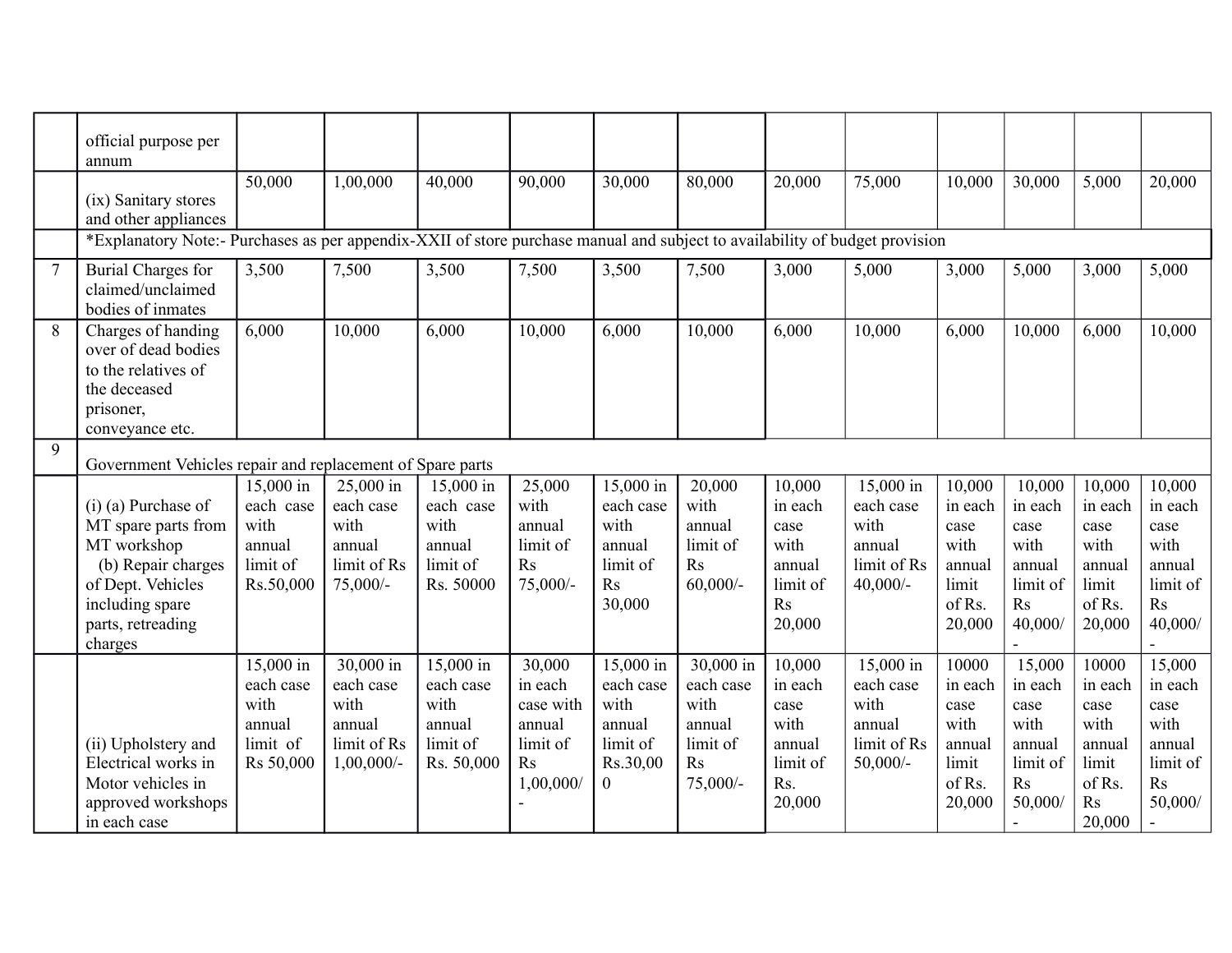|  | official purpose per annum |  |  |  |  |  |  |  |  |  |  |  |  |
|---|---|---|---|---|---|---|---|---|---|---|---|---|---|
|  | (ix) Sanitary stores and other appliances | 50,000 | 1,00,000 | 40,000 | 90,000 | 30,000 | 80,000 | 20,000 | 75,000 | 10,000 | 30,000 | 5,000 | 20,000 |
|  | *Explanatory Note:- Purchases as per appendix-XXII of store purchase manual and subject to availability of budget provision |  |  |  |  |  |  |  |  |  |  |  |  |
| 7 | Burial Charges for claimed/unclaimed bodies of inmates | 3,500 | 7,500 | 3,500 | 7,500 | 3,500 | 7,500 | 3,000 | 5,000 | 3,000 | 5,000 | 3,000 | 5,000 |
| 8 | Charges of handing over of dead bodies to the relatives of the deceased prisoner, conveyance etc. | 6,000 | 10,000 | 6,000 | 10,000 | 6,000 | 10,000 | 6,000 | 10,000 | 6,000 | 10,000 | 6,000 | 10,000 |
| 9 | Government Vehicles repair and replacement of Spare parts |  |  |  |  |  |  |  |  |  |  |  |  |
|  | (i) (a) Purchase of MT spare parts from MT workshop (b) Repair charges of Dept. Vehicles including spare parts, retreading charges | 15,000 in each case with annual limit of Rs.50,000 | 25,000 in each case with annual limit of Rs 75,000/- | 15,000 in each case with annual limit of Rs. 50000 | 25,000 with annual limit of Rs 75,000/- | 15,000 in each case with annual limit of Rs 30,000 | 20,000 with annual limit of Rs 60,000/- | 10,000 in each case with annual limit of Rs 20,000 | 15,000 in each case with annual limit of Rs 40,000/- | 10,000 in each case with annual limit of Rs. 20,000 | 10,000 in each case with annual limit of Rs 40,000/- | 10,000 in each case with annual limit of Rs. 20,000 | 10,000 in each case with annual limit of Rs 40,000/- |
|  | (ii) Upholstery and Electrical works in Motor vehicles in approved workshops in each case | 15,000 in each case with annual limit of Rs 50,000 | 30,000 in each case with annual limit of Rs 1,00,000/- | 15,000 in each case with annual limit of Rs. 50,000 | 30,000 in each case with annual limit of Rs 1,00,000/- | 15,000 in each case with annual limit of Rs.30,000 | 30,000 in each case with annual limit of Rs 75,000/- | 10,000 in each case with annual limit of Rs. 20,000 | 15,000 in each case with annual limit of Rs 50,000/- | 10000 in each case with annual limit of Rs. 20,000 | 15,000 in each case with annual limit of Rs 50,000/- | 10000 in each case with annual limit of Rs. Rs 20,000 | 15,000 in each case with annual limit of Rs 50,000/- |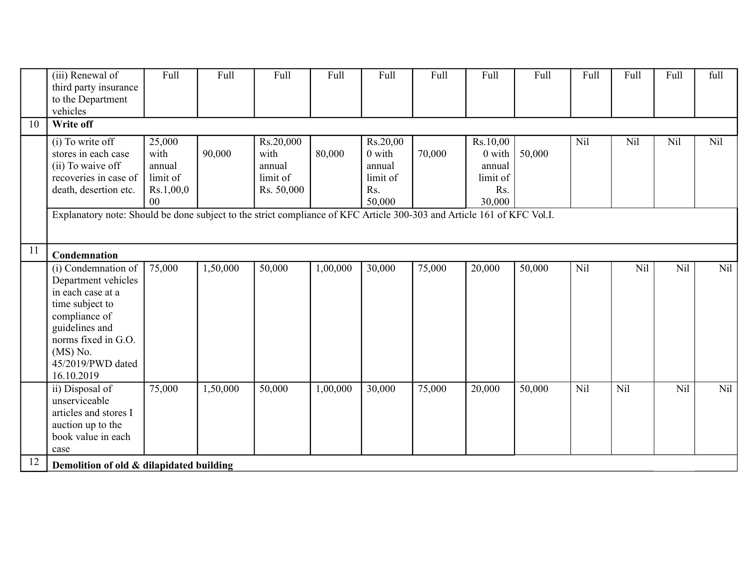| | | | | | | | | | | | | | |
|---|---|---|---|---|---|---|---|---|---|---|---|---|---|
| | (iii) Renewal of third party insurance to the Department vehicles | Full | Full | Full | Full | Full | Full | Full | Full | Full | Full | Full | full |
| 10 | **Write off** | | | | | | | | | | | | |
| | (i) To write off stores in each case (ii) To waive off recoveries in case of death, desertion etc. | 25,000 with annual limit of Rs.1,00,000 | 90,000 | Rs.20,000 with annual limit of Rs. 50,000 | 80,000 | Rs.20,000 with annual limit of Rs. 50,000 | 70,000 | Rs.10,000 with annual limit of Rs. 30,000 | 50,000 | Nil | Nil | Nil | Nil |
| | Explanatory note: Should be done subject to the strict compliance of KFC Article 300-303 and Article 161 of KFC Vol.I. | | | | | | | | | | | | |
| 11 | **Condemnation** | | | | | | | | | | | | |
| | (i) Condemnation of Department vehicles in each case at a time subject to compliance of guidelines and norms fixed in G.O. (MS) No. 45/2019/PWD dated 16.10.2019 | 75,000 | 1,50,000 | 50,000 | 1,00,000 | 30,000 | 75,000 | 20,000 | 50,000 | Nil | Nil | Nil | Nil |
| | ii) Disposal of unserviceable articles and stores I auction up to the book value in each case | 75,000 | 1,50,000 | 50,000 | 1,00,000 | 30,000 | 75,000 | 20,000 | 50,000 | Nil | Nil | Nil | Nil |
| 12 | **Demolition of old & dilapidated building** | | | | | | | | | | | | |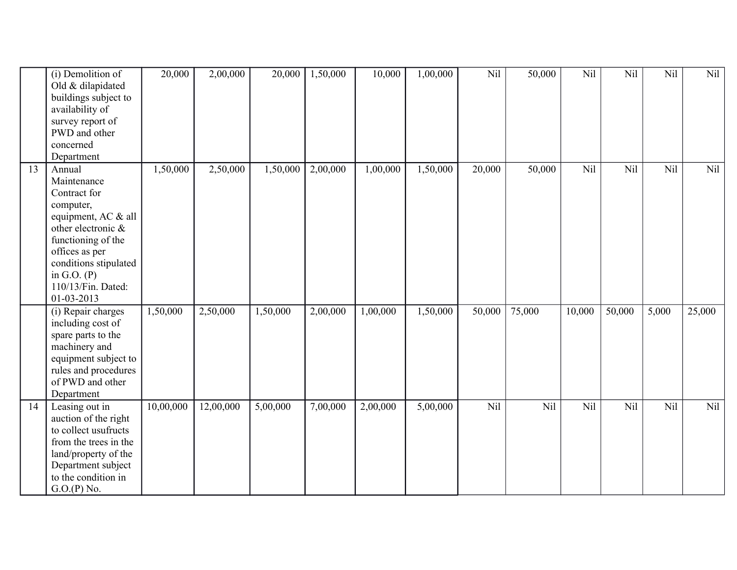|  |  |  |  |  |  |  |  |  |  |  |  |  |  |
|---|---|---|---|---|---|---|---|---|---|---|---|---|---|
|  | (i) Demolition of Old & dilapidated buildings subject to availability of survey report of PWD and other concerned Department | 20,000 | 2,00,000 | 20,000 | 1,50,000 | 10,000 | 1,00,000 | Nil | 50,000 | Nil | Nil | Nil | Nil |
| 13 | Annual Maintenance Contract for computer, equipment, AC & all other electronic & functioning of the offices as per conditions stipulated in G.O. (P) 110/13/Fin. Dated: 01-03-2013 | 1,50,000 | 2,50,000 | 1,50,000 | 2,00,000 | 1,00,000 | 1,50,000 | 20,000 | 50,000 | Nil | Nil | Nil | Nil |
|  | (i) Repair charges including cost of spare parts to the machinery and equipment subject to rules and procedures of PWD and other Department | 1,50,000 | 2,50,000 | 1,50,000 | 2,00,000 | 1,00,000 | 1,50,000 | 50,000 | 75,000 | 10,000 | 50,000 | 5,000 | 25,000 |
| 14 | Leasing out in auction of the right to collect usufructs from the trees in the land/property of the Department subject to the condition in G.O.(P) No. | 10,00,000 | 12,00,000 | 5,00,000 | 7,00,000 | 2,00,000 | 5,00,000 | Nil | Nil | Nil | Nil | Nil | Nil |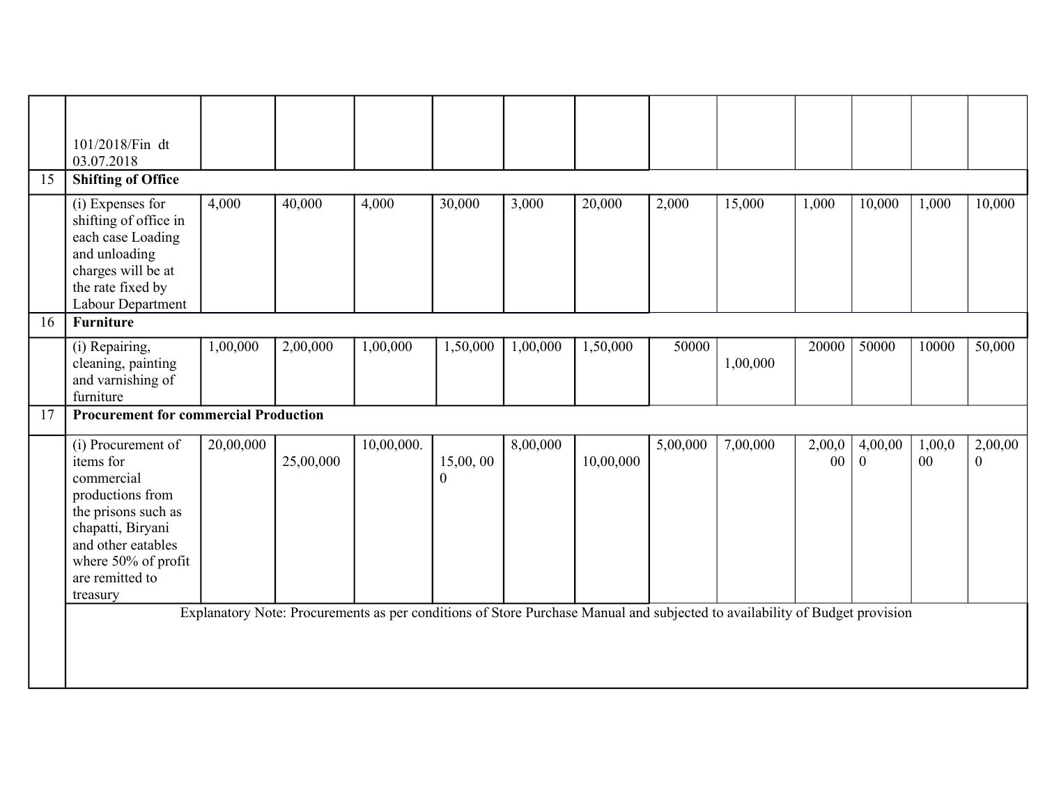| | | | | | | | | | | | | | |
|---|---|---|---|---|---|---|---|---|---|---|---|---|---|
| | 101/2018/Fin dt 03.07.2018 | | | | | | | | | | | | |
| 15 | **Shifting of Office** | | | | | | | | | | | | |
| | (i) Expenses for shifting of office in each case Loading and unloading charges will be at the rate fixed by Labour Department | 4,000 | 40,000 | 4,000 | 30,000 | 3,000 | 20,000 | 2,000 | 15,000 | 1,000 | 10,000 | 1,000 | 10,000 |
| 16 | **Furniture** | | | | | | | | | | | | |
| | (i) Repairing, cleaning, painting and varnishing of furniture | 1,00,000 | 2,00,000 | 1,00,000 | 1,50,000 | 1,00,000 | 1,50,000 | 50000 | 1,00,000 | 20000 | 50000 | 10000 | 50,000 |
| 17 | **Procurement for commercial Production** | | | | | | | | | | | | |
| | (i) Procurement of items for commercial productions from the prisons such as chapatti, Biryani and other eatables where 50% of profit are remitted to treasury | 20,00,000 | 25,00,000 | 10,00,000. | 15,00, 00 0 | 8,00,000 | 10,00,000 | 5,00,000 | 7,00,000 | 2,00,0 00 | 4,00,00 0 | 1,00,0 00 | 2,00,00 0 |
| | Explanatory Note: Procurements as per conditions of Store Purchase Manual and subjected to availability of Budget provision | | | | | | | | | | | | |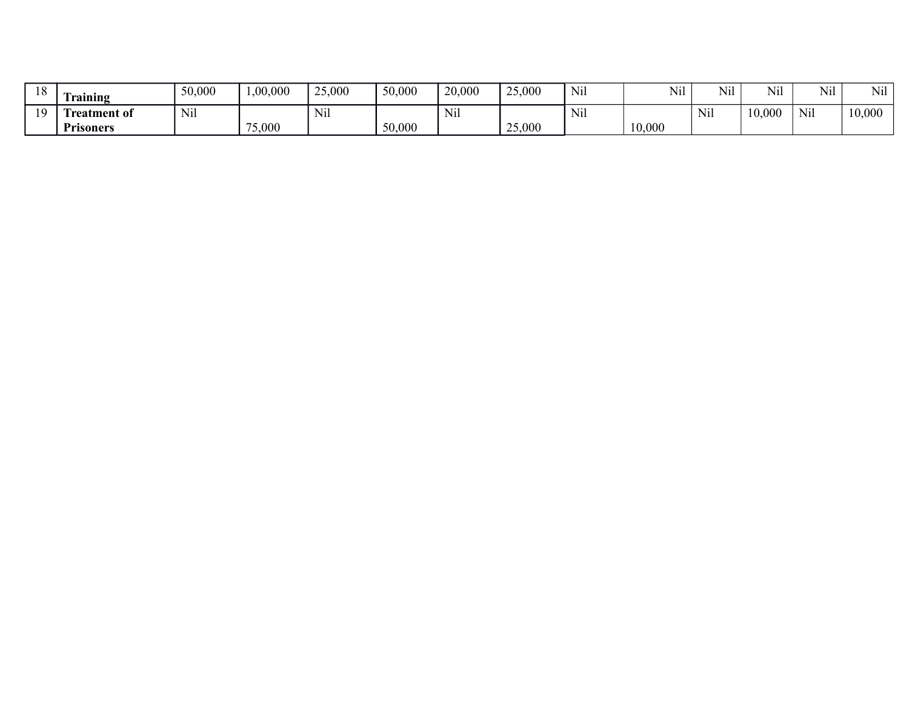| | | | | | | | | | | | | | |
|---|---|---|---|---|---|---|---|---|---|---|---|---|---|
| 18 | **Training** | 50,000 | 1,00,000 | 25,000 | 50,000 | 20,000 | 25,000 | Nil | Nil | Nil | Nil | Nil | Nil |
| 19 | **Treatment of Prisoners** | Nil | 75,000 | Nil | 50,000 | Nil | 25,000 | Nil | 10,000 | Nil | 10,000 | Nil | 10,000 |